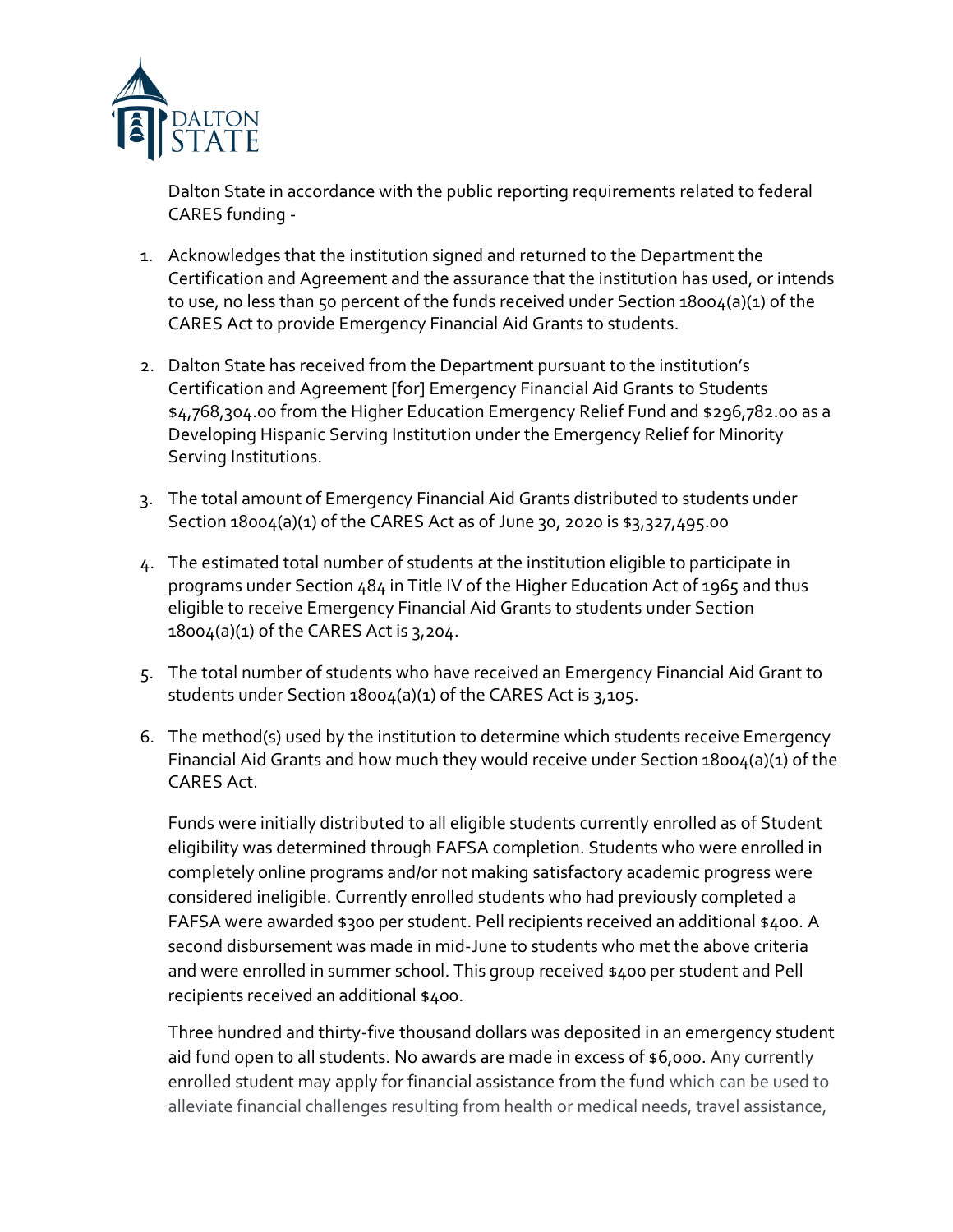Dalton State in accordance with the public reporting requirements related to federal CARES funding -

1. Acknowledges that the institution signed and returned to the Department the Certification and Agreement and the assurance that the institution has used, or intends to use, no less than 50 percent of the funds received under Section 18004(a)(1) of the CARES Act to provide Emergency Financial Aid Grants to students.

2. Dalton State has received from the Department pursuant to the institution's Certification and Agreement [for] Emergency Financial Aid Grants to Students $4,768,304.00 from the Higher Education Emergency Relief Fund and $296,782.00 as a Developing Hispanic Serving Institution under the Emergency Relief for Minority Serving Institutions.

3. The total amount of Emergency Financial Aid Grants distributed to students under Section 18004(a)(1) of the CARES Act as of June 30, 2020 is $3,327,495.00

4. The estimated total number of students at the institution eligible to participate in programs under Section 484 in Title IV of the Higher Education Act of 1965 and thus eligible to receive Emergency Financial Aid Grants to students under Section 18004(a)(1) of the CARES Act is 3,204.

5. The total number of students who have received an Emergency Financial Aid Grant to students under Section 18004(a)(1) of the CARES Act is 3,105.

6. The method(s) used by the institution to determine which students receive Emergency Financial Aid Grants and how much they would receive under Section 18004(a)(1) of the CARES Act.

   Funds were initially distributed to all eligible students currently enrolled as of Student eligibility was determined through FAFSA completion. Students who were enrolled in completely online programs and/or not making satisfactory academic progress were considered ineligible. Currently enrolled students who had previously completed a FAFSA were awarded $300 per student. Pell recipients received an additional $400. A second disbursement was made in mid-June to students who met the above criteria and were enrolled in summer school. This group received $400 per student and Pell recipients received an additional $400.

   Three hundred and thirty-five thousand dollars was deposited in an emergency student aid fund open to all students. No awards are made in excess of $6,000. Any currently enrolled student may apply for financial assistance from the fund which can be used to alleviate financial challenges resulting from health or medical needs, travel assistance,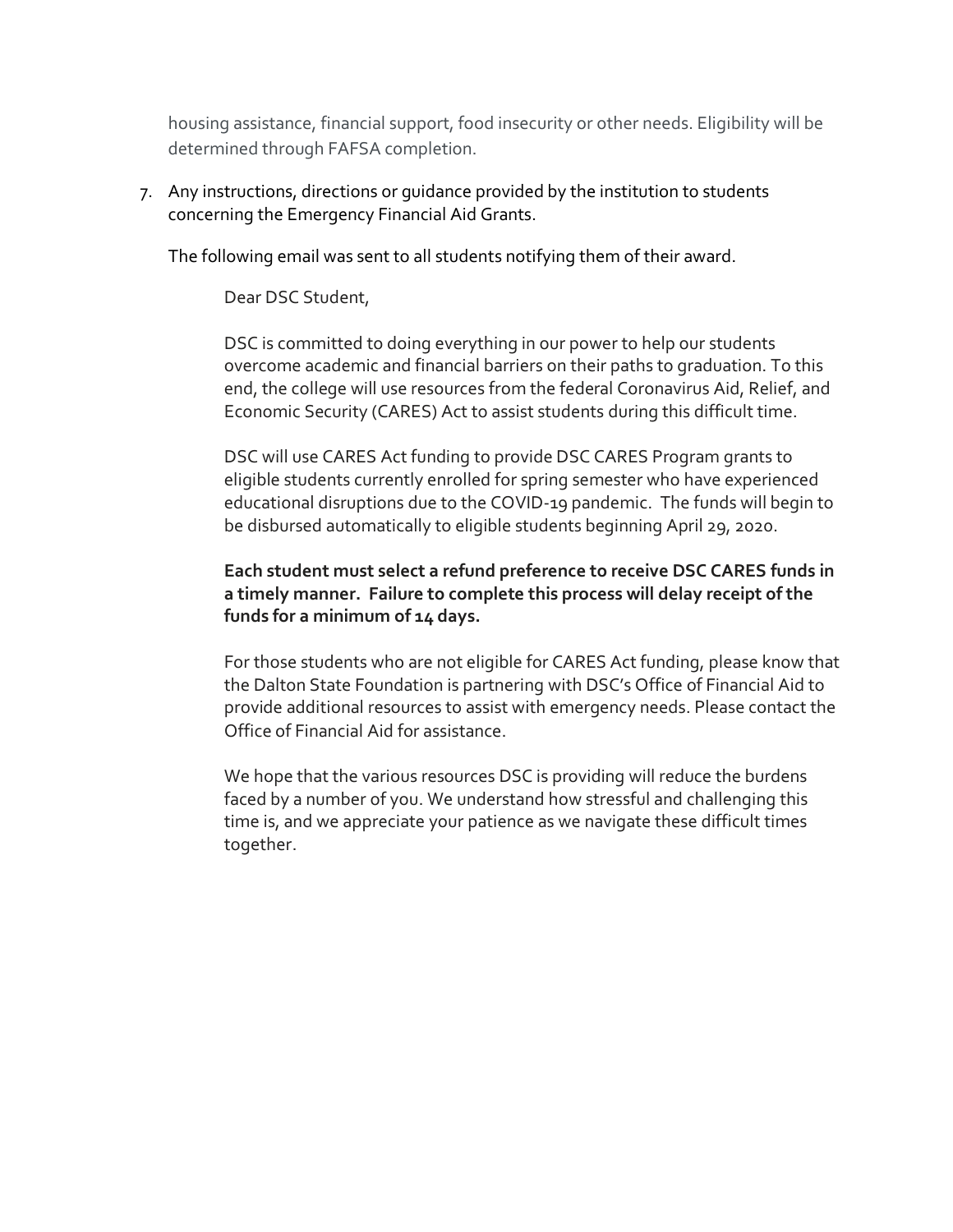housing assistance, financial support, food insecurity or other needs. Eligibility will be determined through FAFSA completion.

7. Any instructions, directions or guidance provided by the institution to students concerning the Emergency Financial Aid Grants.

   The following email was sent to all students notifying them of their award.

   > Dear DSC Student,
   >
   > DSC is committed to doing everything in our power to help our students overcome academic and financial barriers on their paths to graduation. To this end, the college will use resources from the federal Coronavirus Aid, Relief, and Economic Security (CARES) Act to assist students during this difficult time.
   >
   > DSC will use CARES Act funding to provide DSC CARES Program grants to eligible students currently enrolled for spring semester who have experienced educational disruptions due to the COVID-19 pandemic. The funds will begin to be disbursed automatically to eligible students beginning April 29, 2020.
   >
   > **Each student must select a refund preference to receive DSC CARES funds in a timely manner. Failure to complete this process will delay receipt of the funds for a minimum of 14 days.**
   >
   > For those students who are not eligible for CARES Act funding, please know that the Dalton State Foundation is partnering with DSC's Office of Financial Aid to provide additional resources to assist with emergency needs. Please contact the Office of Financial Aid for assistance.
   >
   > We hope that the various resources DSC is providing will reduce the burdens faced by a number of you. We understand how stressful and challenging this time is, and we appreciate your patience as we navigate these difficult times together.